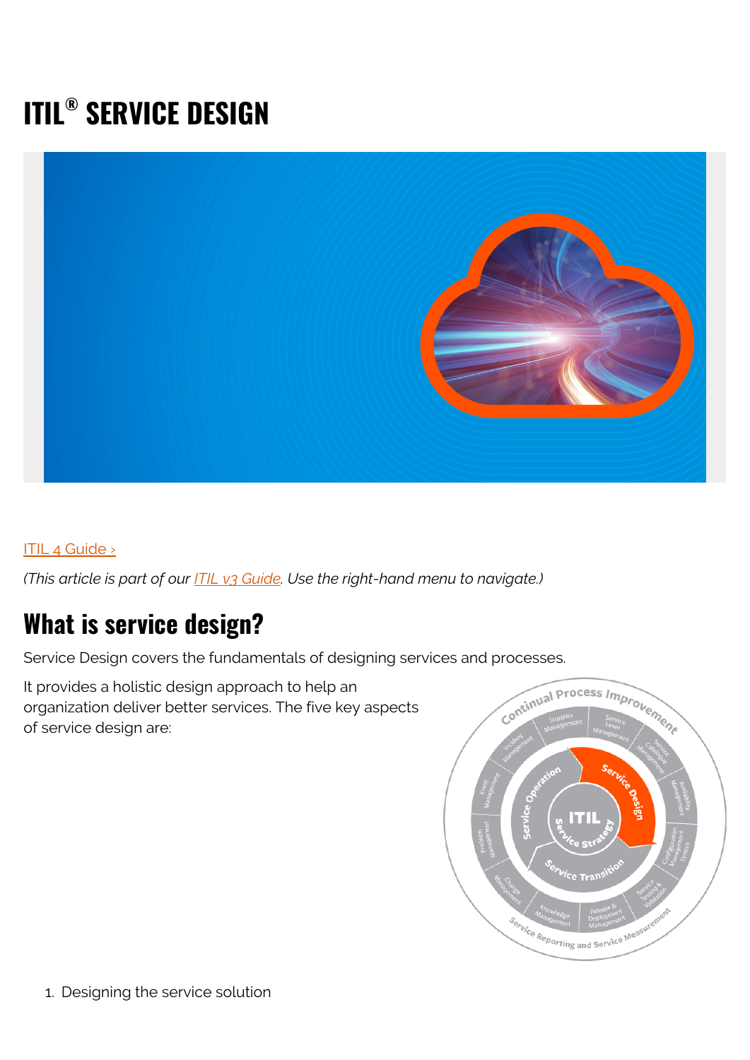# ITIL® SERVICE DESIGN

ITIL 4 Guide ›

*(This article is part of our ITIL v3 Guide. Use the right-hand menu to navigate.)*

## What is service design?

Service Design covers the fundamentals of designing services and processes.

It provides a holistic design approach to help an organization deliver better services. The five key aspects of service design are:

1. Designing the service solution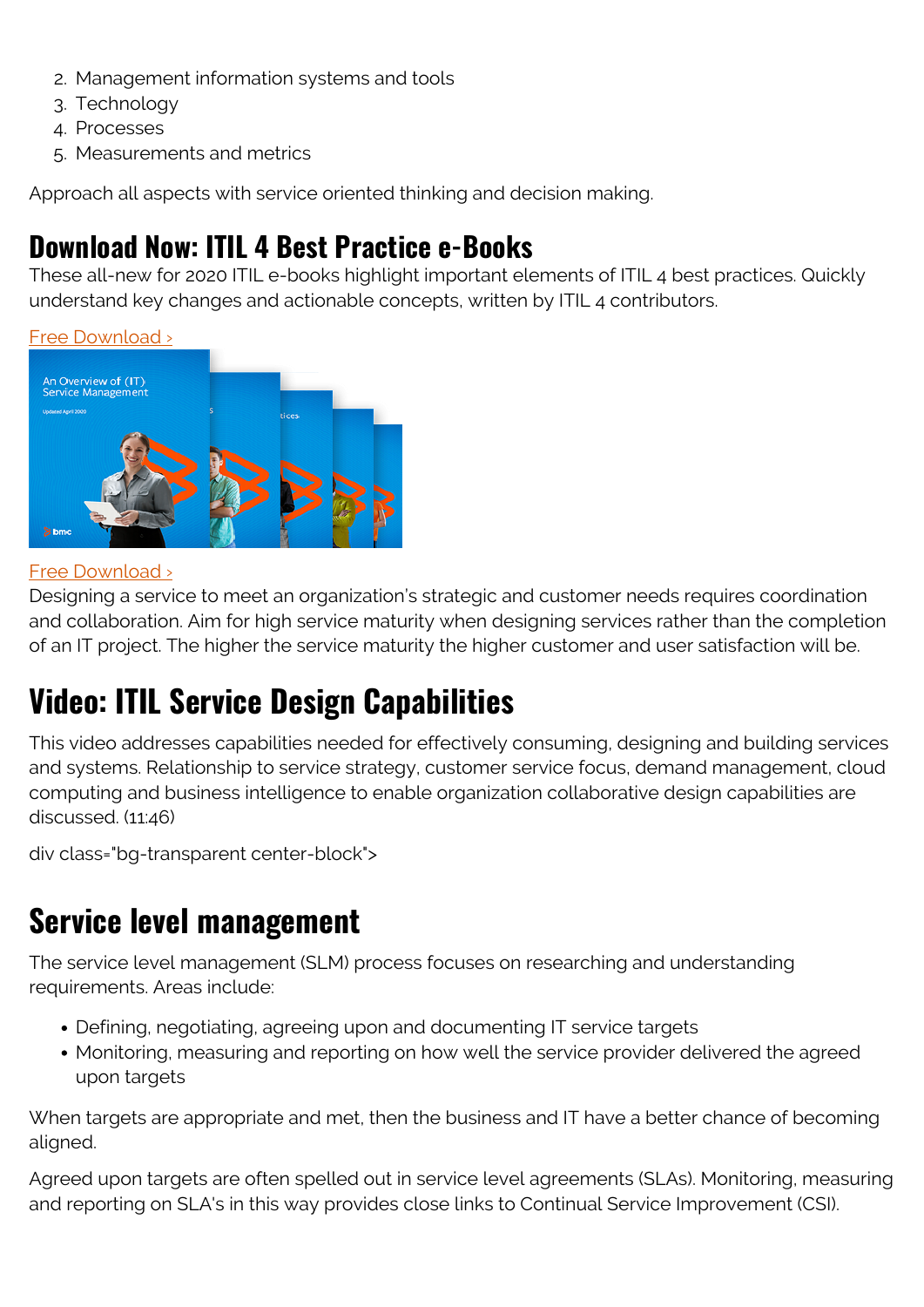2. Management information systems and tools
3. Technology
4. Processes
5. Measurements and metrics

Approach all aspects with service oriented thinking and decision making.

## Download Now: ITIL 4 Best Practice e-Books

These all-new for 2020 ITIL e-books highlight important elements of ITIL 4 best practices. Quickly understand key changes and actionable concepts, written by ITIL 4 contributors.

Free Download ›

Free Download ›

Designing a service to meet an organization's strategic and customer needs requires coordination and collaboration. Aim for high service maturity when designing services rather than the completion of an IT project. The higher the service maturity the higher customer and user satisfaction will be.

# Video: ITIL Service Design Capabilities

This video addresses capabilities needed for effectively consuming, designing and building services and systems. Relationship to service strategy, customer service focus, demand management, cloud computing and business intelligence to enable organization collaborative design capabilities are discussed. (11:46)

div class="bg-transparent center-block">

# Service level management

The service level management (SLM) process focuses on researching and understanding requirements. Areas include:

- Defining, negotiating, agreeing upon and documenting IT service targets
- Monitoring, measuring and reporting on how well the service provider delivered the agreed upon targets

When targets are appropriate and met, then the business and IT have a better chance of becoming aligned.

Agreed upon targets are often spelled out in service level agreements (SLAs). Monitoring, measuring and reporting on SLA's in this way provides close links to Continual Service Improvement (CSI).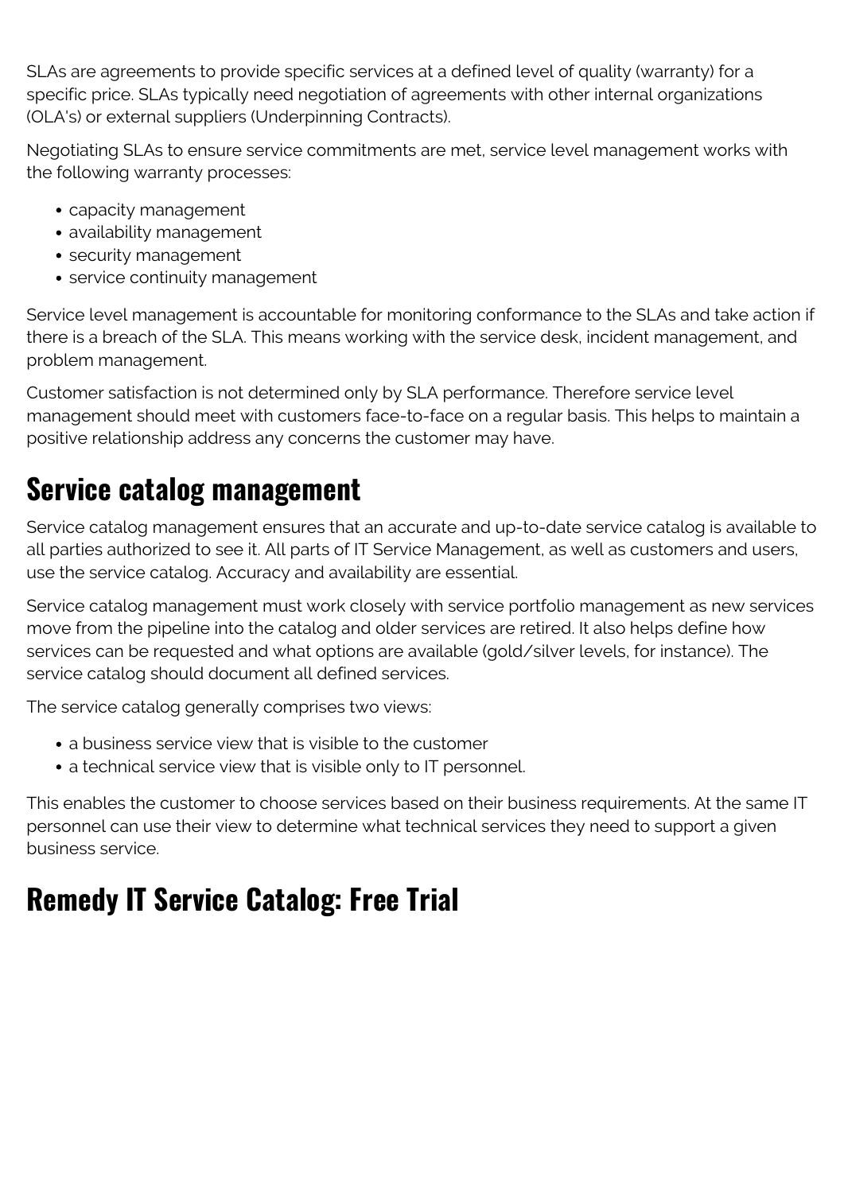SLAs are agreements to provide specific services at a defined level of quality (warranty) for a specific price. SLAs typically need negotiation of agreements with other internal organizations (OLA's) or external suppliers (Underpinning Contracts).

Negotiating SLAs to ensure service commitments are met, service level management works with the following warranty processes:

- capacity management
- availability management
- security management
- service continuity management

Service level management is accountable for monitoring conformance to the SLAs and take action if there is a breach of the SLA. This means working with the service desk, incident management, and problem management.

Customer satisfaction is not determined only by SLA performance. Therefore service level management should meet with customers face-to-face on a regular basis. This helps to maintain a positive relationship address any concerns the customer may have.

## Service catalog management

Service catalog management ensures that an accurate and up-to-date service catalog is available to all parties authorized to see it. All parts of IT Service Management, as well as customers and users, use the service catalog. Accuracy and availability are essential.

Service catalog management must work closely with service portfolio management as new services move from the pipeline into the catalog and older services are retired. It also helps define how services can be requested and what options are available (gold/silver levels, for instance). The service catalog should document all defined services.

The service catalog generally comprises two views:

- a business service view that is visible to the customer
- a technical service view that is visible only to IT personnel.

This enables the customer to choose services based on their business requirements. At the same IT personnel can use their view to determine what technical services they need to support a given business service.

## Remedy IT Service Catalog: Free Trial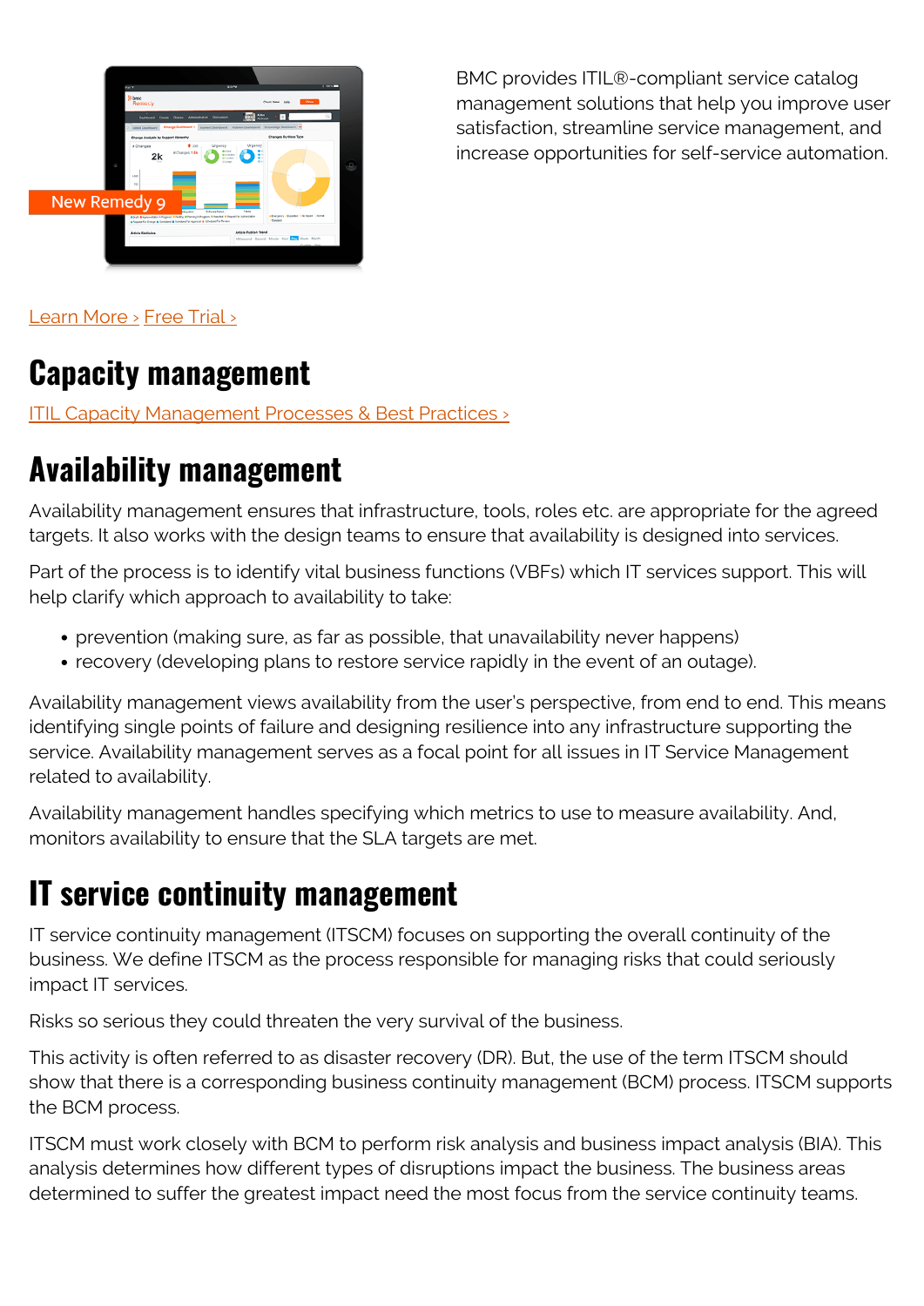BMC provides ITIL®-compliant service catalog management solutions that help you improve user satisfaction, streamline service management, and increase opportunities for self-service automation.

Learn More › Free Trial ›

## Capacity management

ITIL Capacity Management Processes & Best Practices ›

## Availability management

Availability management ensures that infrastructure, tools, roles etc. are appropriate for the agreed targets. It also works with the design teams to ensure that availability is designed into services.

Part of the process is to identify vital business functions (VBFs) which IT services support. This will help clarify which approach to availability to take:

- prevention (making sure, as far as possible, that unavailability never happens)
- recovery (developing plans to restore service rapidly in the event of an outage).

Availability management views availability from the user's perspective, from end to end. This means identifying single points of failure and designing resilience into any infrastructure supporting the service. Availability management serves as a focal point for all issues in IT Service Management related to availability.

Availability management handles specifying which metrics to use to measure availability. And, monitors availability to ensure that the SLA targets are met.

## IT service continuity management

IT service continuity management (ITSCM) focuses on supporting the overall continuity of the business. We define ITSCM as the process responsible for managing risks that could seriously impact IT services.

Risks so serious they could threaten the very survival of the business.

This activity is often referred to as disaster recovery (DR). But, the use of the term ITSCM should show that there is a corresponding business continuity management (BCM) process. ITSCM supports the BCM process.

ITSCM must work closely with BCM to perform risk analysis and business impact analysis (BIA). This analysis determines how different types of disruptions impact the business. The business areas determined to suffer the greatest impact need the most focus from the service continuity teams.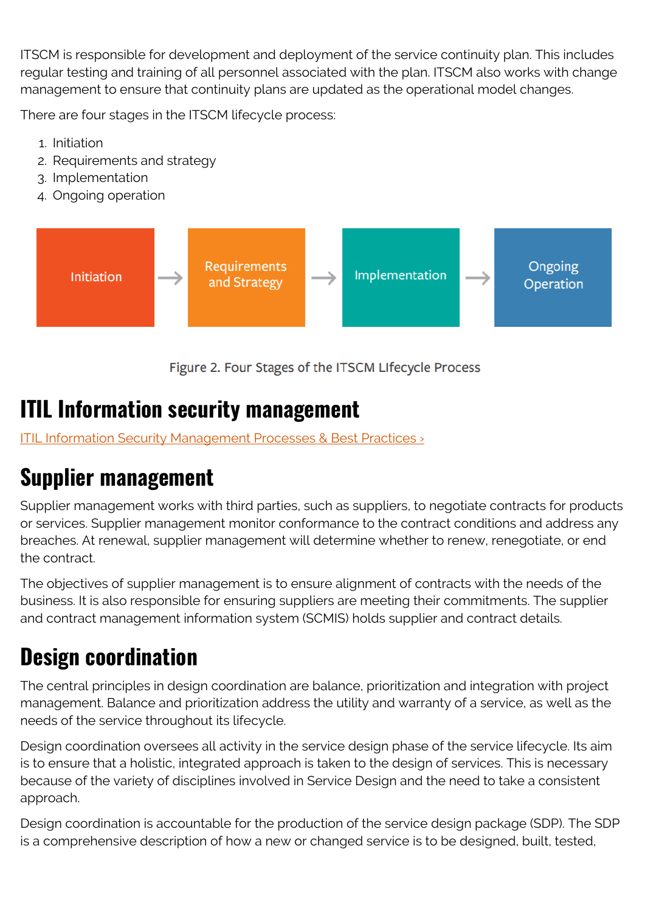ITSCM is responsible for development and deployment of the service continuity plan. This includes regular testing and training of all personnel associated with the plan. ITSCM also works with change management to ensure that continuity plans are updated as the operational model changes.

There are four stages in the ITSCM lifecycle process:

1. Initiation
2. Requirements and strategy
3. Implementation
4. Ongoing operation

Initiation → Requirements and Strategy → Implementation → Ongoing Operation

Figure 2. Four Stages of the ITSCM LIfecycle Process

## ITIL Information security management

ITIL Information Security Management Processes & Best Practices ›

## Supplier management

Supplier management works with third parties, such as suppliers, to negotiate contracts for products or services. Supplier management monitor conformance to the contract conditions and address any breaches. At renewal, supplier management will determine whether to renew, renegotiate, or end the contract.

The objectives of supplier management is to ensure alignment of contracts with the needs of the business. It is also responsible for ensuring suppliers are meeting their commitments. The supplier and contract management information system (SCMIS) holds supplier and contract details.

## Design coordination

The central principles in design coordination are balance, prioritization and integration with project management. Balance and prioritization address the utility and warranty of a service, as well as the needs of the service throughout its lifecycle.

Design coordination oversees all activity in the service design phase of the service lifecycle. Its aim is to ensure that a holistic, integrated approach is taken to the design of services. This is necessary because of the variety of disciplines involved in Service Design and the need to take a consistent approach.

Design coordination is accountable for the production of the service design package (SDP). The SDP is a comprehensive description of how a new or changed service is to be designed, built, tested,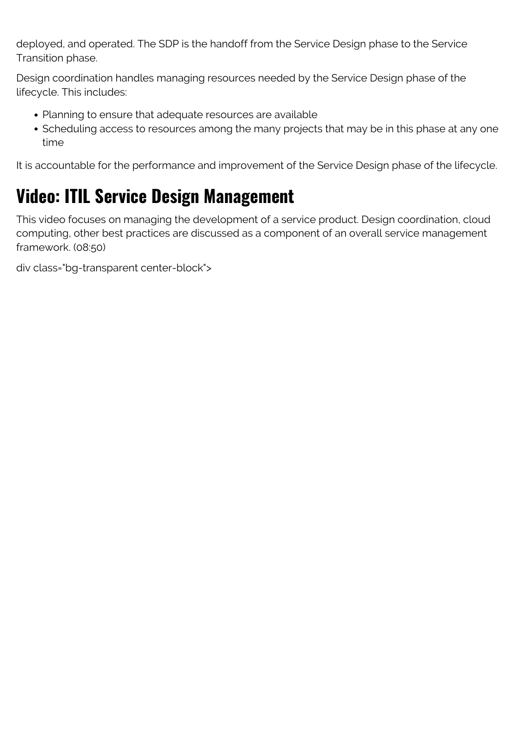deployed, and operated. The SDP is the handoff from the Service Design phase to the Service Transition phase.

Design coordination handles managing resources needed by the Service Design phase of the lifecycle. This includes:

- Planning to ensure that adequate resources are available
- Scheduling access to resources among the many projects that may be in this phase at any one time

It is accountable for the performance and improvement of the Service Design phase of the lifecycle.

## Video: ITIL Service Design Management

This video focuses on managing the development of a service product. Design coordination, cloud computing, other best practices are discussed as a component of an overall service management framework. (08:50)

div class="bg-transparent center-block">